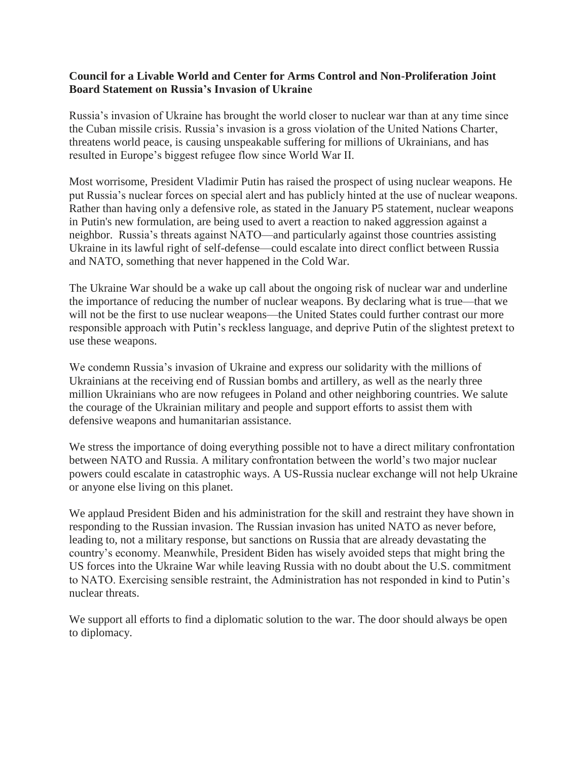**Council for a Livable World and Center for Arms Control and Non-Proliferation Joint Board Statement on Russia's Invasion of Ukraine**

Russia's invasion of Ukraine has brought the world closer to nuclear war than at any time since the Cuban missile crisis. Russia's invasion is a gross violation of the United Nations Charter, threatens world peace, is causing unspeakable suffering for millions of Ukrainians, and has resulted in Europe's biggest refugee flow since World War II.

Most worrisome, President Vladimir Putin has raised the prospect of using nuclear weapons. He put Russia's nuclear forces on special alert and has publicly hinted at the use of nuclear weapons. Rather than having only a defensive role, as stated in the January P5 statement, nuclear weapons in Putin's new formulation, are being used to avert a reaction to naked aggression against a neighbor. Russia's threats against NATO—and particularly against those countries assisting Ukraine in its lawful right of self-defense—could escalate into direct conflict between Russia and NATO, something that never happened in the Cold War.

The Ukraine War should be a wake up call about the ongoing risk of nuclear war and underline the importance of reducing the number of nuclear weapons. By declaring what is true—that we will not be the first to use nuclear weapons—the United States could further contrast our more responsible approach with Putin's reckless language, and deprive Putin of the slightest pretext to use these weapons.

We condemn Russia's invasion of Ukraine and express our solidarity with the millions of Ukrainians at the receiving end of Russian bombs and artillery, as well as the nearly three million Ukrainians who are now refugees in Poland and other neighboring countries. We salute the courage of the Ukrainian military and people and support efforts to assist them with defensive weapons and humanitarian assistance.

We stress the importance of doing everything possible not to have a direct military confrontation between NATO and Russia. A military confrontation between the world's two major nuclear powers could escalate in catastrophic ways. A US-Russia nuclear exchange will not help Ukraine or anyone else living on this planet.

We applaud President Biden and his administration for the skill and restraint they have shown in responding to the Russian invasion. The Russian invasion has united NATO as never before, leading to, not a military response, but sanctions on Russia that are already devastating the country's economy. Meanwhile, President Biden has wisely avoided steps that might bring the US forces into the Ukraine War while leaving Russia with no doubt about the U.S. commitment to NATO. Exercising sensible restraint, the Administration has not responded in kind to Putin's nuclear threats.

We support all efforts to find a diplomatic solution to the war. The door should always be open to diplomacy.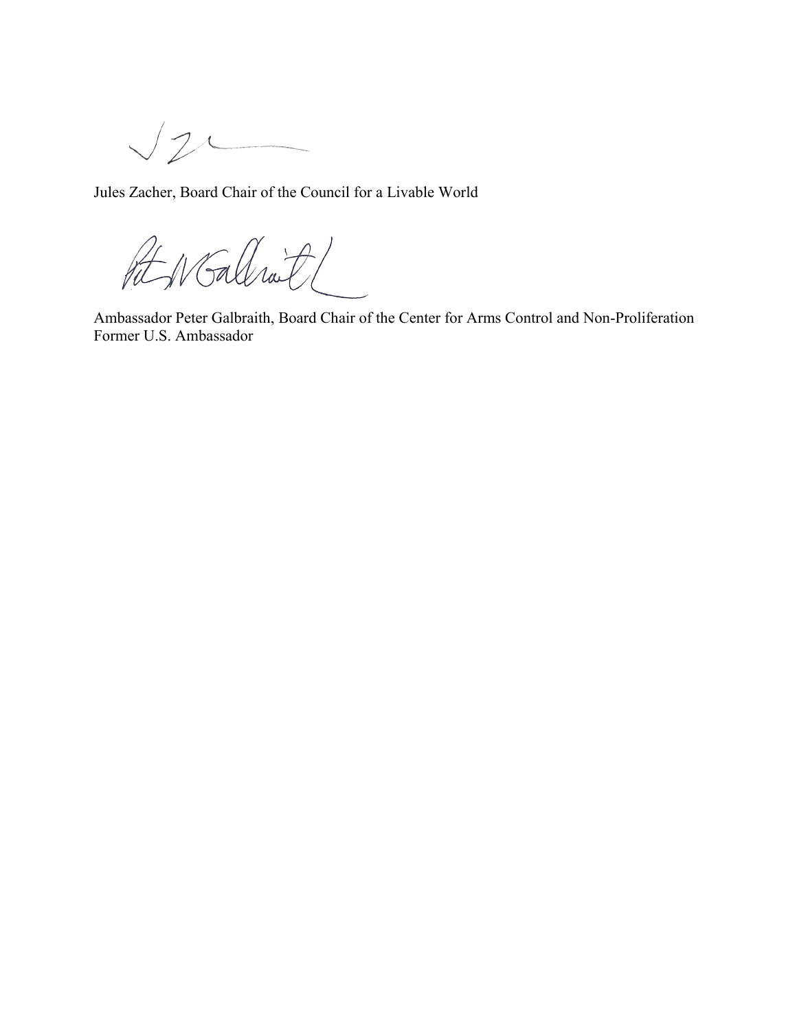Jules Zacher, Board Chair of the Council for a Livable World

Ambassador Peter Galbraith, Board Chair of the Center for Arms Control and Non-Proliferation
Former U.S. Ambassador